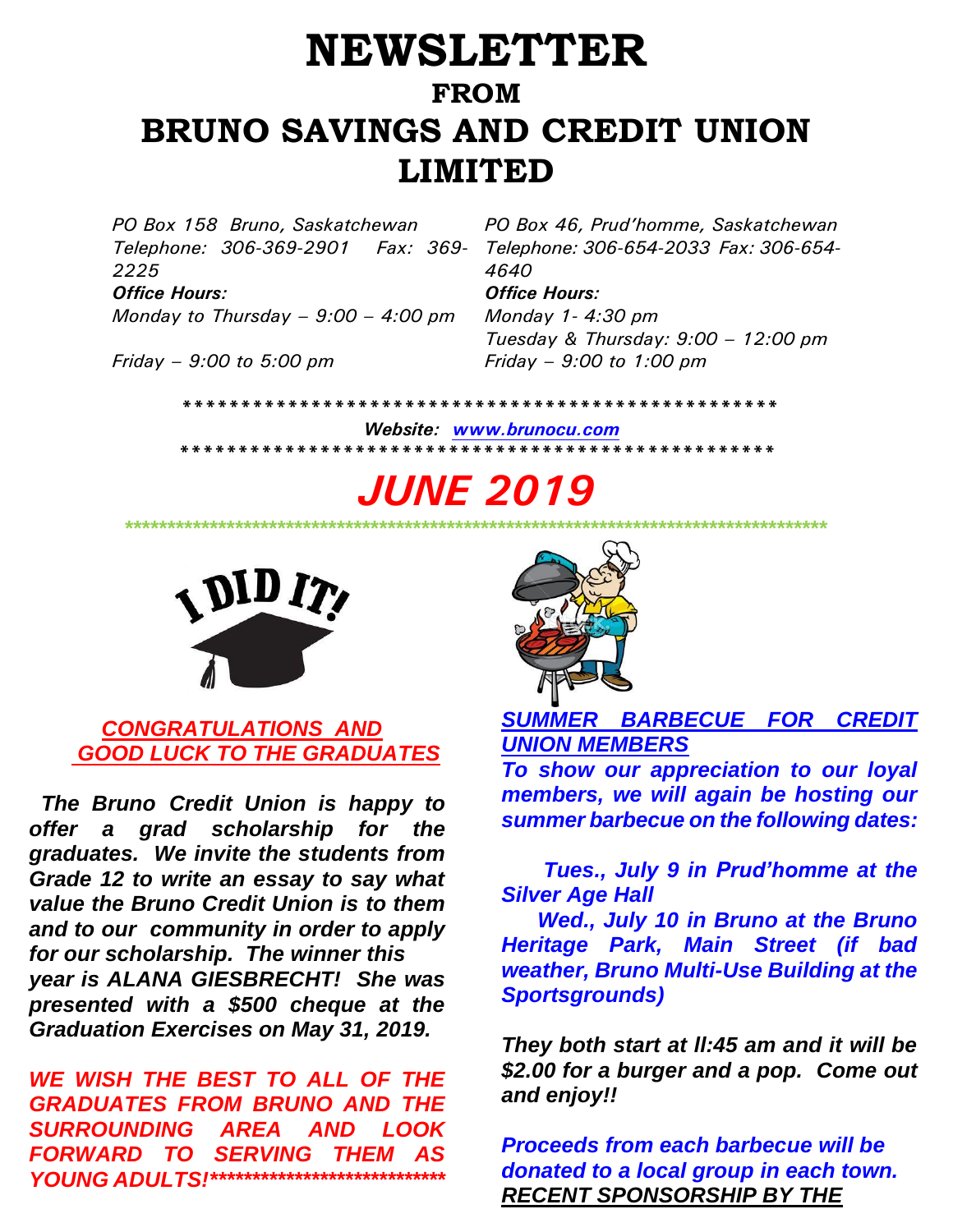# NEWSLETTER

## FROM

# BRUNO SAVINGS AND CREDIT UNION LIMITED

*PO Box 158 Bruno, Saskatchewan*
*Telephone: 306-369-2901 Fax: 369-2225*
***Office Hours:***
*Monday to Thursday – 9:00 – 4:00 pm*
*Friday – 9:00 to 5:00 pm*

*PO Box 46, Prud'homme, Saskatchewan*
*Telephone: 306-654-2033 Fax: 306-654-4640*
***Office Hours:***
*Monday 1- 4:30 pm*
*Tuesday & Thursday: 9:00 – 12:00 pm*
*Friday – 9:00 to 1:00 pm*

***************************************************

***Website: www.brunocu.com***

***************************************************

# *JUNE 2019*

*****************************************************************************************

***CONGRATULATIONS AND GOOD LUCK TO THE GRADUATES***

***The Bruno Credit Union is happy to offer a grad scholarship for the graduates. We invite the students from Grade 12 to write an essay to say what value the Bruno Credit Union is to them and to our community in order to apply for our scholarship. The winner this year is ALANA GIESBRECHT! She was presented with a $500 cheque at the Graduation Exercises on May 31, 2019.***

***WE WISH THE BEST TO ALL OF THE GRADUATES FROM BRUNO AND THE SURROUNDING AREA AND LOOK FORWARD TO SERVING THEM AS YOUNG ADULTS!*****************************

***SUMMER BARBECUE FOR CREDIT UNION MEMBERS***

***To show our appreciation to our loyal members, we will again be hosting our summer barbecue on the following dates:***

***Tues., July 9 in Prud'homme at the Silver Age Hall***

***Wed., July 10 in Bruno at the Bruno Heritage Park, Main Street (if bad weather, Bruno Multi-Use Building at the Sportsgrounds)***

***They both start at ll:45 am and it will be $2.00 for a burger and a pop. Come out and enjoy!!***

***Proceeds from each barbecue will be donated to a local group in each town.***

***RECENT SPONSORSHIP BY THE***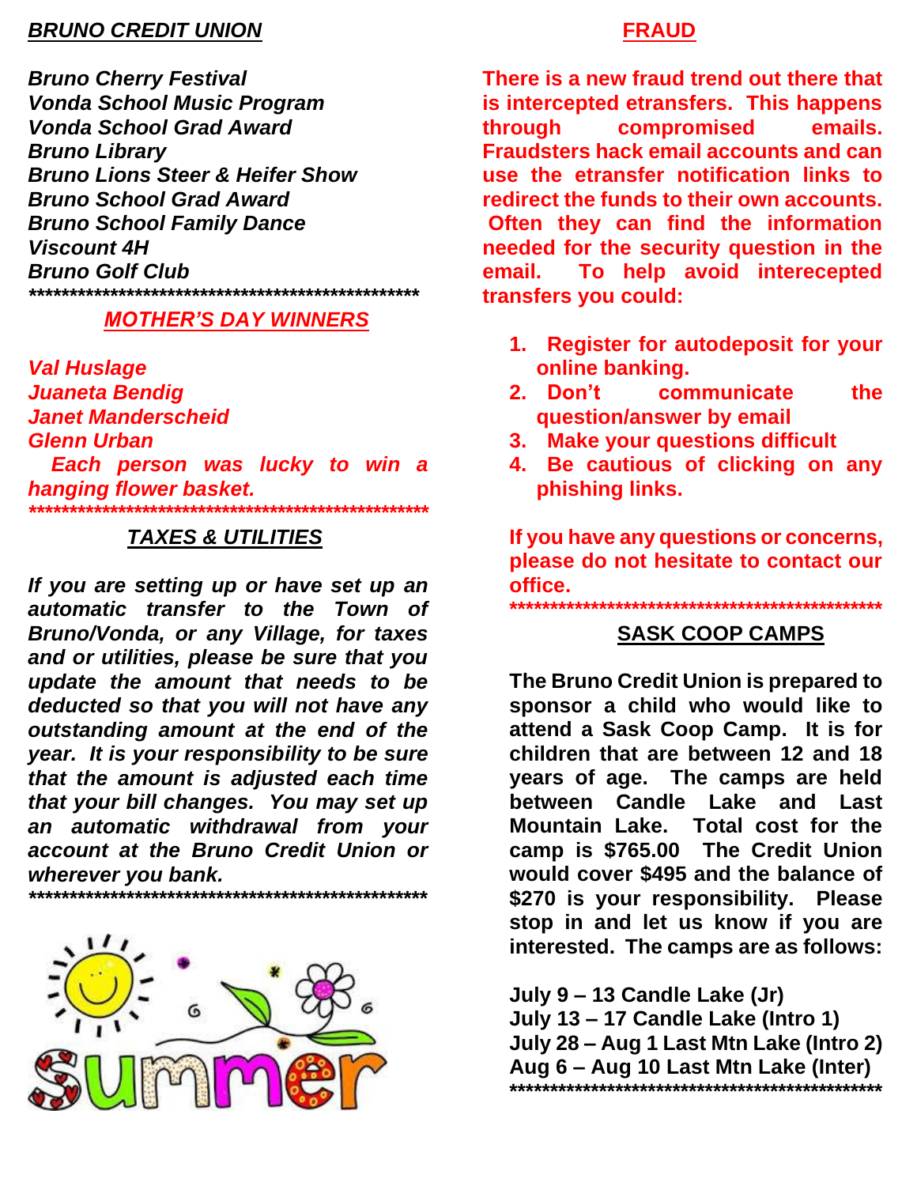## ***BRUNO CREDIT UNION***

***Bruno Cherry Festival***
***Vonda School Music Program***
***Vonda School Grad Award***
***Bruno Library***
***Bruno Lions Steer & Heifer Show***
***Bruno School Grad Award***
***Bruno School Family Dance***
***Viscount 4H***
***Bruno Golf Club***

***************************************************

## ***MOTHER'S DAY WINNERS***

***Val Huslage***
***Juaneta Bendig***
***Janet Manderscheid***
***Glenn Urban***

***Each person was lucky to win a hanging flower basket.***

*****************************************************

## ***TAXES & UTILITIES***

***If you are setting up or have set up an automatic transfer to the Town of Bruno/Vonda, or any Village, for taxes and or utilities, please be sure that you update the amount that needs to be deducted so that you will not have any outstanding amount at the end of the year. It is your responsibility to be sure that the amount is adjusted each time that your bill changes. You may set up an automatic withdrawal from your account at the Bruno Credit Union or wherever you bank.***

*****************************************************

## FRAUD

**There is a new fraud trend out there that is intercepted etransfers. This happens through compromised emails. Fraudsters hack email accounts and can use the etransfer notification links to redirect the funds to their own accounts. Often they can find the information needed for the security question in the email. To help avoid interecepted transfers you could:**

1. **Register for autodeposit for your online banking.**
2. **Don't communicate the question/answer by email**
3. **Make your questions difficult**
4. **Be cautious of clicking on any phishing links.**

**If you have any questions or concerns, please do not hesitate to contact our office.**

***************************************************

## SASK COOP CAMPS

**The Bruno Credit Union is prepared to sponsor a child who would like to attend a Sask Coop Camp. It is for children that are between 12 and 18 years of age. The camps are held between Candle Lake and Last Mountain Lake. Total cost for the camp is $765.00 The Credit Union would cover $495 and the balance of $270 is your responsibility. Please stop in and let us know if you are interested. The camps are as follows:**

**July 9 – 13 Candle Lake (Jr)**
**July 13 – 17 Candle Lake (Intro 1)**
**July 28 – Aug 1 Last Mtn Lake (Intro 2)**
**Aug 6 – Aug 10 Last Mtn Lake (Inter)**

*************************************************